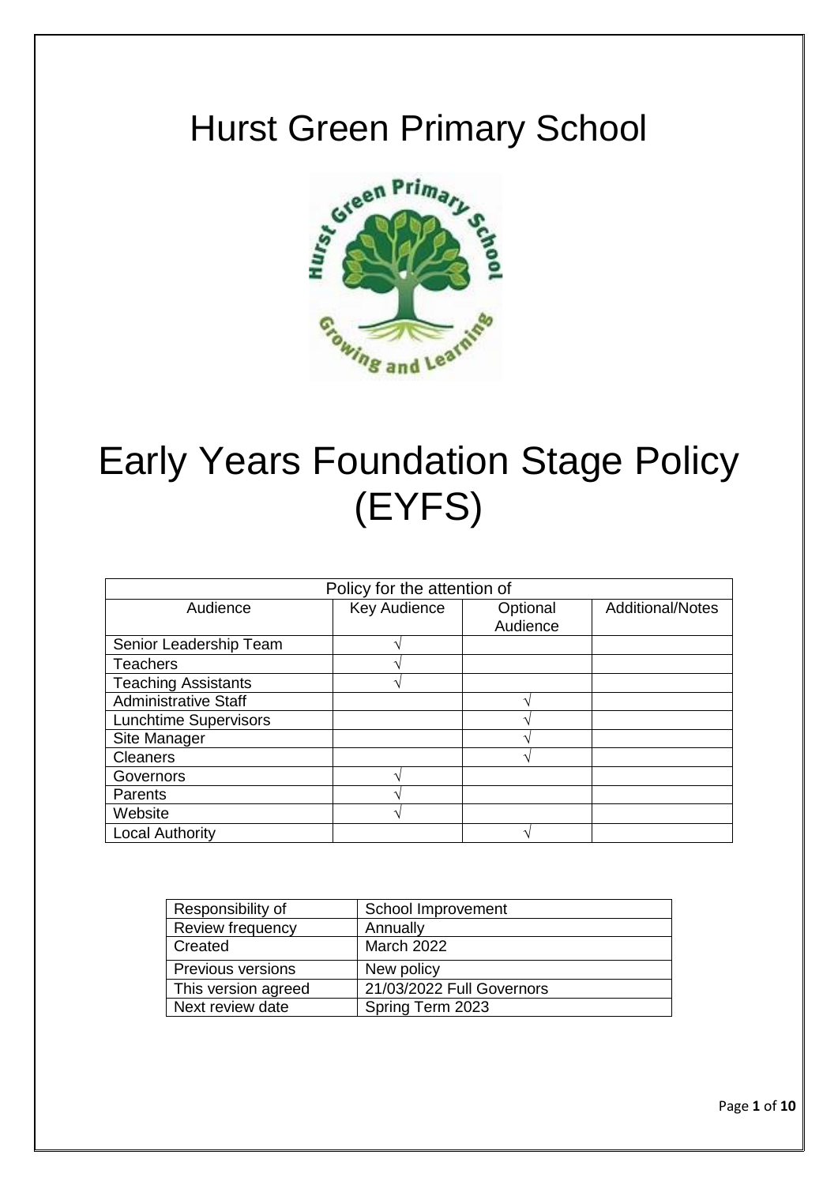# Hurst Green Primary School

# Early Years Foundation Stage Policy (EYFS)

| Policy for the attention of | | | |
|---|---|---|---|
| Audience | Key Audience | Optional Audience | Additional/Notes |
| Senior Leadership Team | √ | | |
| Teachers | √ | | |
| Teaching Assistants | √ | | |
| Administrative Staff | | √ | |
| Lunchtime Supervisors | | √ | |
| Site Manager | | √ | |
| Cleaners | | √ | |
| Governors | √ | | |
| Parents | √ | | |
| Website | √ | | |
| Local Authority | | √ | |

| Responsibility of | School Improvement |
|---|---|
| Review frequency | Annually |
| Created | March 2022 |
| Previous versions | New policy |
| This version agreed | 21/03/2022 Full Governors |
| Next review date | Spring Term 2023 |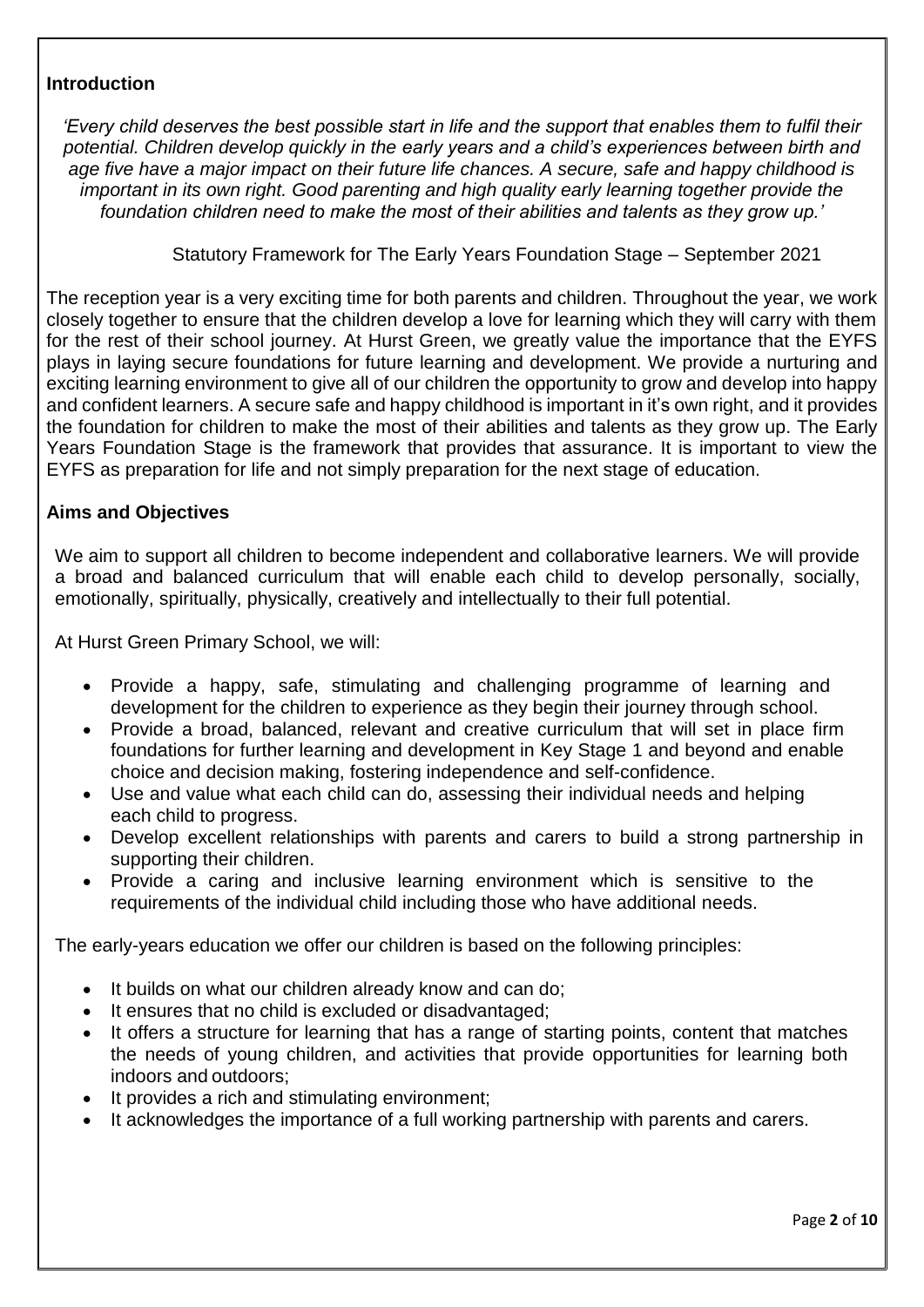## Introduction

*'Every child deserves the best possible start in life and the support that enables them to fulfil their potential. Children develop quickly in the early years and a child's experiences between birth and age five have a major impact on their future life chances. A secure, safe and happy childhood is important in its own right. Good parenting and high quality early learning together provide the foundation children need to make the most of their abilities and talents as they grow up.'*

Statutory Framework for The Early Years Foundation Stage – September 2021

The reception year is a very exciting time for both parents and children. Throughout the year, we work closely together to ensure that the children develop a love for learning which they will carry with them for the rest of their school journey. At Hurst Green, we greatly value the importance that the EYFS plays in laying secure foundations for future learning and development. We provide a nurturing and exciting learning environment to give all of our children the opportunity to grow and develop into happy and confident learners. A secure safe and happy childhood is important in it's own right, and it provides the foundation for children to make the most of their abilities and talents as they grow up. The Early Years Foundation Stage is the framework that provides that assurance. It is important to view the EYFS as preparation for life and not simply preparation for the next stage of education.

## Aims and Objectives

We aim to support all children to become independent and collaborative learners. We will provide a broad and balanced curriculum that will enable each child to develop personally, socially, emotionally, spiritually, physically, creatively and intellectually to their full potential.

At Hurst Green Primary School, we will:

- Provide a happy, safe, stimulating and challenging programme of learning and development for the children to experience as they begin their journey through school.
- Provide a broad, balanced, relevant and creative curriculum that will set in place firm foundations for further learning and development in Key Stage 1 and beyond and enable choice and decision making, fostering independence and self-confidence.
- Use and value what each child can do, assessing their individual needs and helping each child to progress.
- Develop excellent relationships with parents and carers to build a strong partnership in supporting their children.
- Provide a caring and inclusive learning environment which is sensitive to the requirements of the individual child including those who have additional needs.

The early-years education we offer our children is based on the following principles:

- It builds on what our children already know and can do;
- It ensures that no child is excluded or disadvantaged;
- It offers a structure for learning that has a range of starting points, content that matches the needs of young children, and activities that provide opportunities for learning both indoors and outdoors;
- It provides a rich and stimulating environment;
- It acknowledges the importance of a full working partnership with parents and carers.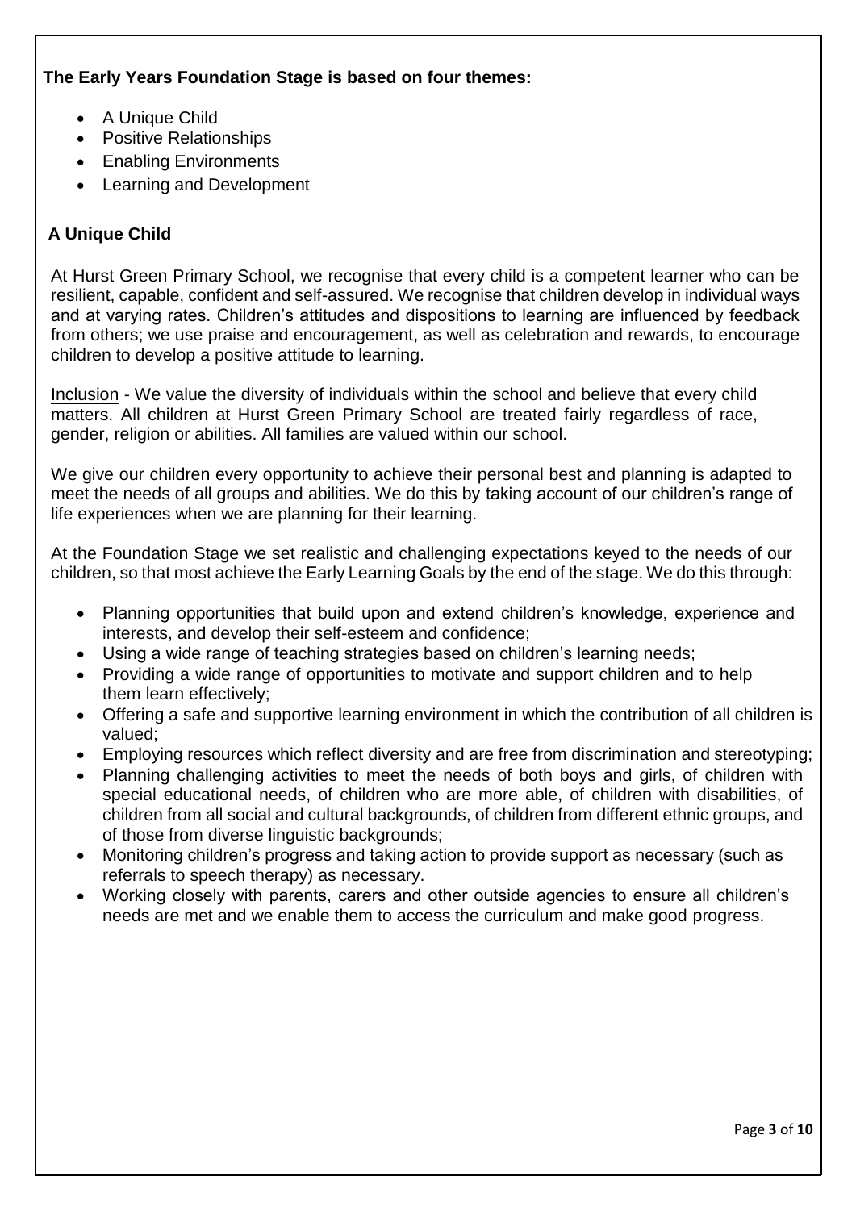**The Early Years Foundation Stage is based on four themes:**

- A Unique Child
- Positive Relationships
- Enabling Environments
- Learning and Development

## A Unique Child

At Hurst Green Primary School, we recognise that every child is a competent learner who can be resilient, capable, confident and self-assured. We recognise that children develop in individual ways and at varying rates. Children's attitudes and dispositions to learning are influenced by feedback from others; we use praise and encouragement, as well as celebration and rewards, to encourage children to develop a positive attitude to learning.

<u>Inclusion</u> - We value the diversity of individuals within the school and believe that every child matters. All children at Hurst Green Primary School are treated fairly regardless of race, gender, religion or abilities. All families are valued within our school.

We give our children every opportunity to achieve their personal best and planning is adapted to meet the needs of all groups and abilities. We do this by taking account of our children's range of life experiences when we are planning for their learning.

At the Foundation Stage we set realistic and challenging expectations keyed to the needs of our children, so that most achieve the Early Learning Goals by the end of the stage. We do this through:

- Planning opportunities that build upon and extend children's knowledge, experience and interests, and develop their self-esteem and confidence;
- Using a wide range of teaching strategies based on children's learning needs;
- Providing a wide range of opportunities to motivate and support children and to help them learn effectively;
- Offering a safe and supportive learning environment in which the contribution of all children is valued;
- Employing resources which reflect diversity and are free from discrimination and stereotyping;
- Planning challenging activities to meet the needs of both boys and girls, of children with special educational needs, of children who are more able, of children with disabilities, of children from all social and cultural backgrounds, of children from different ethnic groups, and of those from diverse linguistic backgrounds;
- Monitoring children's progress and taking action to provide support as necessary (such as referrals to speech therapy) as necessary.
- Working closely with parents, carers and other outside agencies to ensure all children's needs are met and we enable them to access the curriculum and make good progress.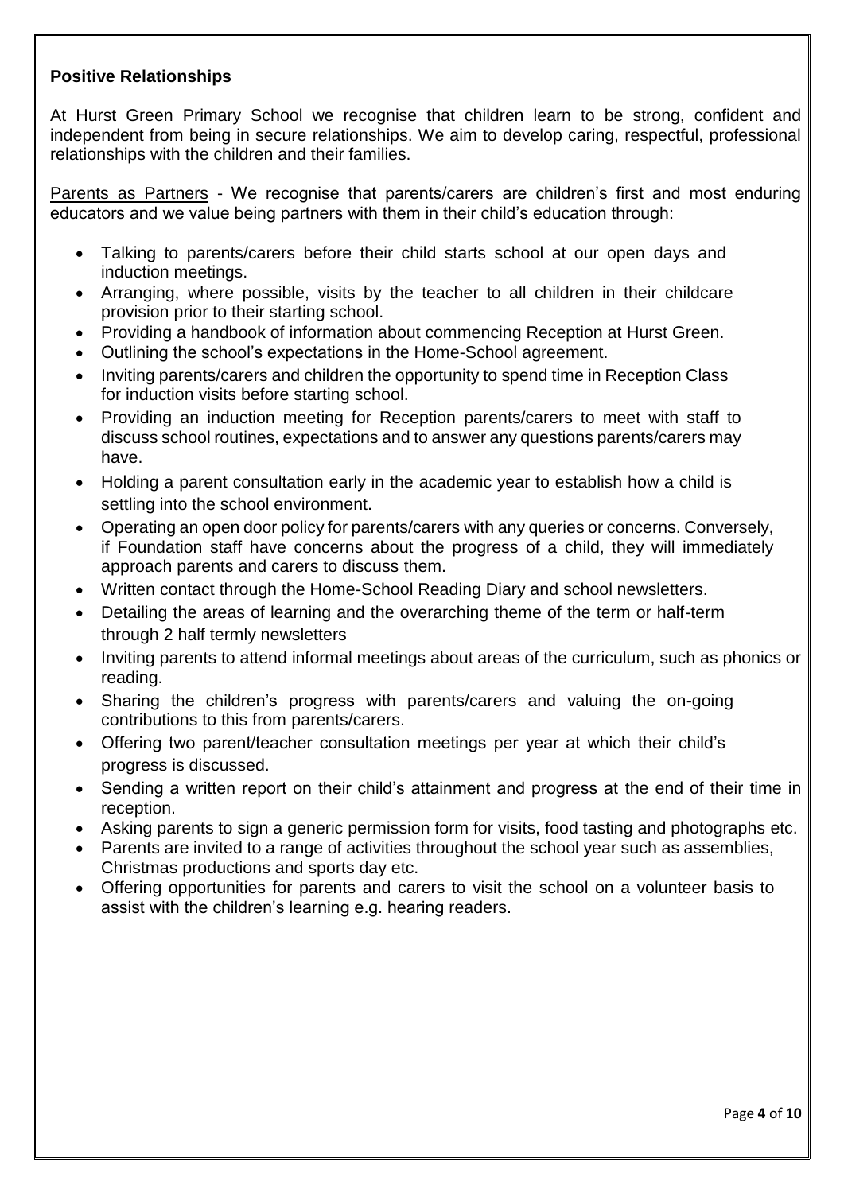**Positive Relationships**

At Hurst Green Primary School we recognise that children learn to be strong, confident and independent from being in secure relationships. We aim to develop caring, respectful, professional relationships with the children and their families.

Parents as Partners - We recognise that parents/carers are children's first and most enduring educators and we value being partners with them in their child's education through:

- Talking to parents/carers before their child starts school at our open days and induction meetings.
- Arranging, where possible, visits by the teacher to all children in their childcare provision prior to their starting school.
- Providing a handbook of information about commencing Reception at Hurst Green.
- Outlining the school's expectations in the Home-School agreement.
- Inviting parents/carers and children the opportunity to spend time in Reception Class for induction visits before starting school.
- Providing an induction meeting for Reception parents/carers to meet with staff to discuss school routines, expectations and to answer any questions parents/carers may have.
- Holding a parent consultation early in the academic year to establish how a child is settling into the school environment.
- Operating an open door policy for parents/carers with any queries or concerns. Conversely, if Foundation staff have concerns about the progress of a child, they will immediately approach parents and carers to discuss them.
- Written contact through the Home-School Reading Diary and school newsletters.
- Detailing the areas of learning and the overarching theme of the term or half-term through 2 half termly newsletters
- Inviting parents to attend informal meetings about areas of the curriculum, such as phonics or reading.
- Sharing the children's progress with parents/carers and valuing the on-going contributions to this from parents/carers.
- Offering two parent/teacher consultation meetings per year at which their child's progress is discussed.
- Sending a written report on their child's attainment and progress at the end of their time in reception.
- Asking parents to sign a generic permission form for visits, food tasting and photographs etc.
- Parents are invited to a range of activities throughout the school year such as assemblies, Christmas productions and sports day etc.
- Offering opportunities for parents and carers to visit the school on a volunteer basis to assist with the children's learning e.g. hearing readers.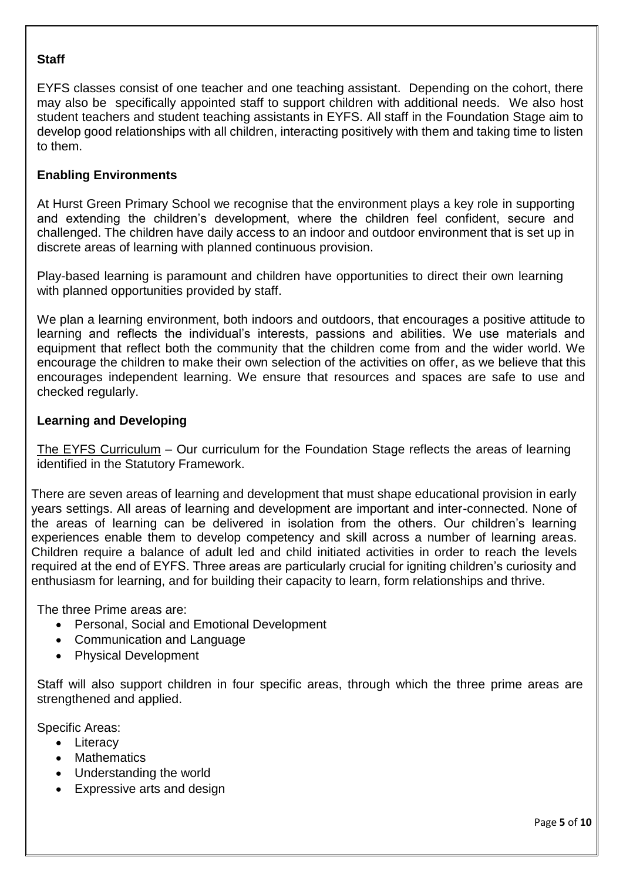**Staff**

EYFS classes consist of one teacher and one teaching assistant. Depending on the cohort, there may also be specifically appointed staff to support children with additional needs. We also host student teachers and student teaching assistants in EYFS. All staff in the Foundation Stage aim to develop good relationships with all children, interacting positively with them and taking time to listen to them.

**Enabling Environments**

At Hurst Green Primary School we recognise that the environment plays a key role in supporting and extending the children's development, where the children feel confident, secure and challenged. The children have daily access to an indoor and outdoor environment that is set up in discrete areas of learning with planned continuous provision.

Play-based learning is paramount and children have opportunities to direct their own learning with planned opportunities provided by staff.

We plan a learning environment, both indoors and outdoors, that encourages a positive attitude to learning and reflects the individual's interests, passions and abilities. We use materials and equipment that reflect both the community that the children come from and the wider world. We encourage the children to make their own selection of the activities on offer, as we believe that this encourages independent learning. We ensure that resources and spaces are safe to use and checked regularly.

**Learning and Developing**

The EYFS Curriculum – Our curriculum for the Foundation Stage reflects the areas of learning identified in the Statutory Framework.

There are seven areas of learning and development that must shape educational provision in early years settings. All areas of learning and development are important and inter-connected. None of the areas of learning can be delivered in isolation from the others. Our children's learning experiences enable them to develop competency and skill across a number of learning areas. Children require a balance of adult led and child initiated activities in order to reach the levels required at the end of EYFS. Three areas are particularly crucial for igniting children's curiosity and enthusiasm for learning, and for building their capacity to learn, form relationships and thrive.

The three Prime areas are:

- Personal, Social and Emotional Development
- Communication and Language
- Physical Development

Staff will also support children in four specific areas, through which the three prime areas are strengthened and applied.

Specific Areas:

- Literacy
- Mathematics
- Understanding the world
- Expressive arts and design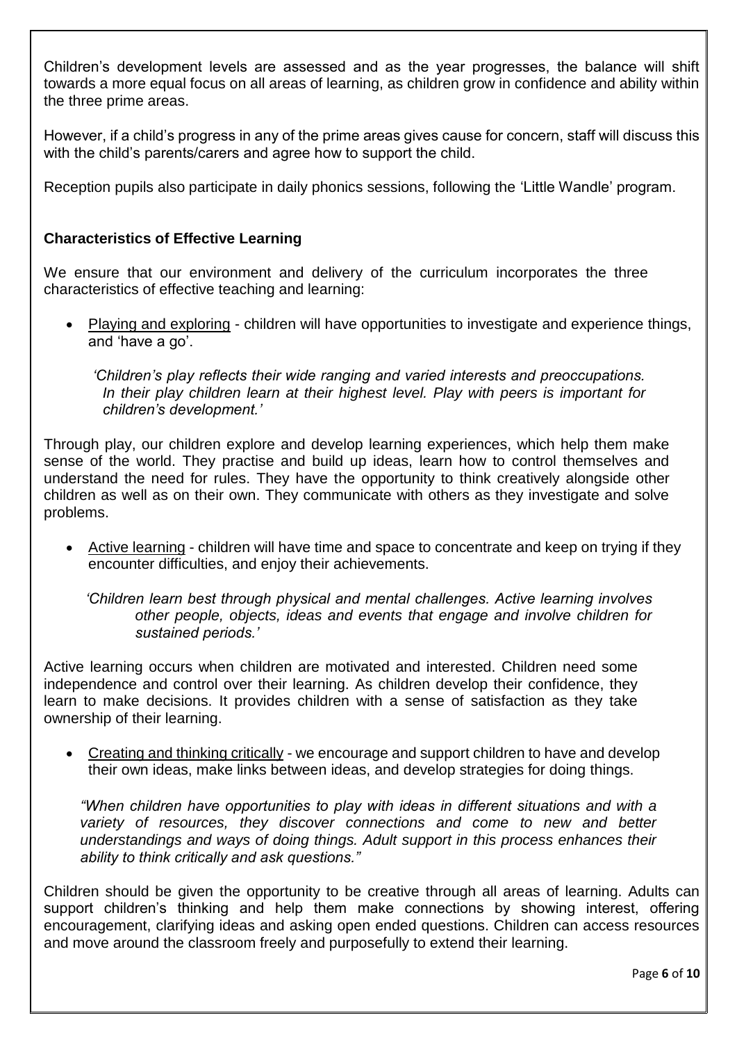Children's development levels are assessed and as the year progresses, the balance will shift towards a more equal focus on all areas of learning, as children grow in confidence and ability within the three prime areas.

However, if a child's progress in any of the prime areas gives cause for concern, staff will discuss this with the child's parents/carers and agree how to support the child.

Reception pupils also participate in daily phonics sessions, following the 'Little Wandle' program.

**Characteristics of Effective Learning**

We ensure that our environment and delivery of the curriculum incorporates the three characteristics of effective teaching and learning:

- Playing and exploring - children will have opportunities to investigate and experience things, and 'have a go'.

  *'Children's play reflects their wide ranging and varied interests and preoccupations. In their play children learn at their highest level. Play with peers is important for children's development.'*

Through play, our children explore and develop learning experiences, which help them make sense of the world. They practise and build up ideas, learn how to control themselves and understand the need for rules. They have the opportunity to think creatively alongside other children as well as on their own. They communicate with others as they investigate and solve problems.

- Active learning - children will have time and space to concentrate and keep on trying if they encounter difficulties, and enjoy their achievements.

  *'Children learn best through physical and mental challenges. Active learning involves other people, objects, ideas and events that engage and involve children for sustained periods.'*

Active learning occurs when children are motivated and interested. Children need some independence and control over their learning. As children develop their confidence, they learn to make decisions. It provides children with a sense of satisfaction as they take ownership of their learning.

- Creating and thinking critically - we encourage and support children to have and develop their own ideas, make links between ideas, and develop strategies for doing things.

  *"When children have opportunities to play with ideas in different situations and with a variety of resources, they discover connections and come to new and better understandings and ways of doing things. Adult support in this process enhances their ability to think critically and ask questions."*

Children should be given the opportunity to be creative through all areas of learning. Adults can support children's thinking and help them make connections by showing interest, offering encouragement, clarifying ideas and asking open ended questions. Children can access resources and move around the classroom freely and purposefully to extend their learning.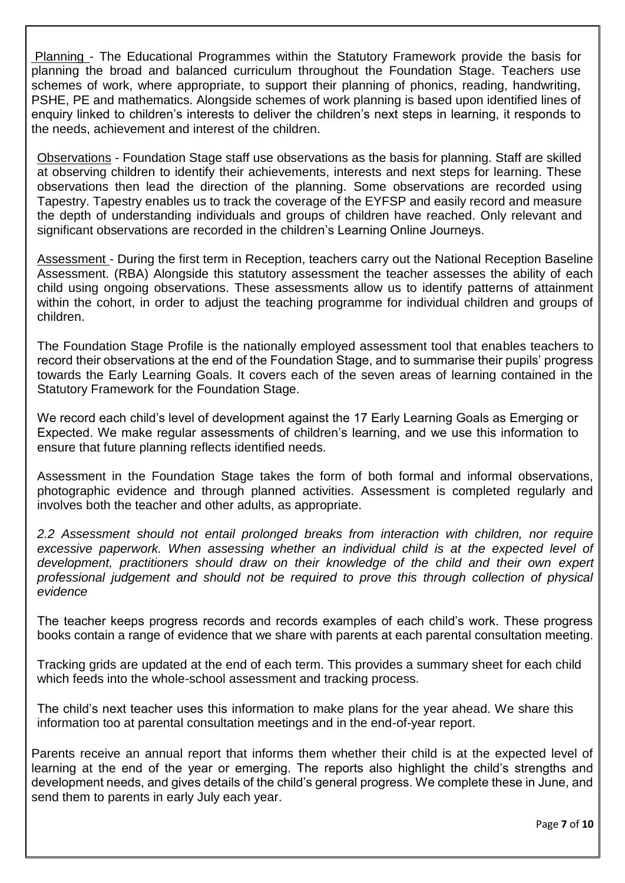Planning - The Educational Programmes within the Statutory Framework provide the basis for planning the broad and balanced curriculum throughout the Foundation Stage. Teachers use schemes of work, where appropriate, to support their planning of phonics, reading, handwriting, PSHE, PE and mathematics. Alongside schemes of work planning is based upon identified lines of enquiry linked to children's interests to deliver the children's next steps in learning, it responds to the needs, achievement and interest of the children.

Observations - Foundation Stage staff use observations as the basis for planning. Staff are skilled at observing children to identify their achievements, interests and next steps for learning. These observations then lead the direction of the planning. Some observations are recorded using Tapestry. Tapestry enables us to track the coverage of the EYFSP and easily record and measure the depth of understanding individuals and groups of children have reached. Only relevant and significant observations are recorded in the children's Learning Online Journeys.

Assessment - During the first term in Reception, teachers carry out the National Reception Baseline Assessment. (RBA) Alongside this statutory assessment the teacher assesses the ability of each child using ongoing observations. These assessments allow us to identify patterns of attainment within the cohort, in order to adjust the teaching programme for individual children and groups of children.

The Foundation Stage Profile is the nationally employed assessment tool that enables teachers to record their observations at the end of the Foundation Stage, and to summarise their pupils' progress towards the Early Learning Goals. It covers each of the seven areas of learning contained in the Statutory Framework for the Foundation Stage.

We record each child's level of development against the 17 Early Learning Goals as Emerging or Expected. We make regular assessments of children's learning, and we use this information to ensure that future planning reflects identified needs.

Assessment in the Foundation Stage takes the form of both formal and informal observations, photographic evidence and through planned activities. Assessment is completed regularly and involves both the teacher and other adults, as appropriate.

*2.2 Assessment should not entail prolonged breaks from interaction with children, nor require excessive paperwork. When assessing whether an individual child is at the expected level of development, practitioners should draw on their knowledge of the child and their own expert professional judgement and should not be required to prove this through collection of physical evidence*

The teacher keeps progress records and records examples of each child's work. These progress books contain a range of evidence that we share with parents at each parental consultation meeting.

Tracking grids are updated at the end of each term. This provides a summary sheet for each child which feeds into the whole-school assessment and tracking process.

The child's next teacher uses this information to make plans for the year ahead. We share this information too at parental consultation meetings and in the end-of-year report.

Parents receive an annual report that informs them whether their child is at the expected level of learning at the end of the year or emerging. The reports also highlight the child's strengths and development needs, and gives details of the child's general progress. We complete these in June, and send them to parents in early July each year.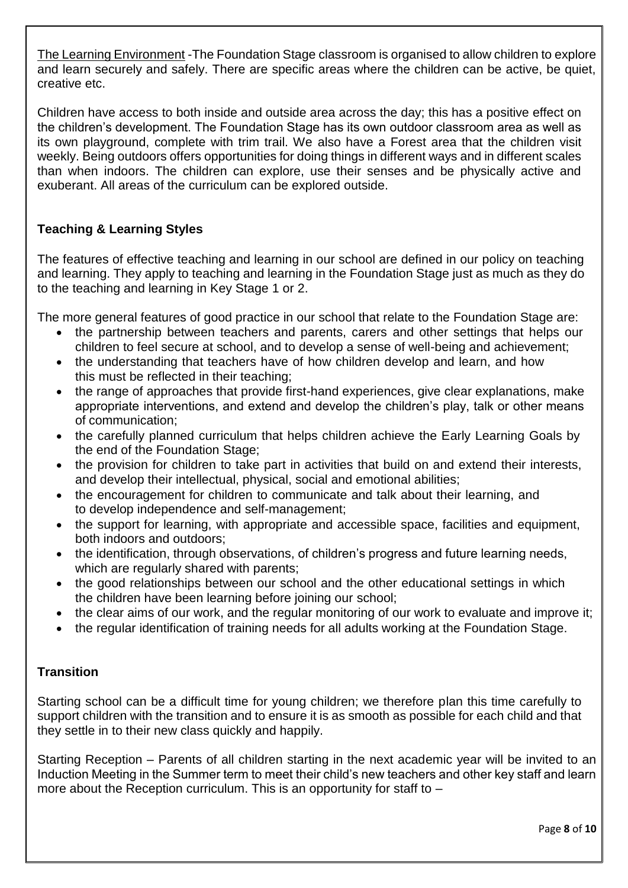The Learning Environment -The Foundation Stage classroom is organised to allow children to explore and learn securely and safely. There are specific areas where the children can be active, be quiet, creative etc.

Children have access to both inside and outside area across the day; this has a positive effect on the children's development. The Foundation Stage has its own outdoor classroom area as well as its own playground, complete with trim trail. We also have a Forest area that the children visit weekly. Being outdoors offers opportunities for doing things in different ways and in different scales than when indoors. The children can explore, use their senses and be physically active and exuberant. All areas of the curriculum can be explored outside.

## Teaching & Learning Styles

The features of effective teaching and learning in our school are defined in our policy on teaching and learning. They apply to teaching and learning in the Foundation Stage just as much as they do to the teaching and learning in Key Stage 1 or 2.

The more general features of good practice in our school that relate to the Foundation Stage are:

- the partnership between teachers and parents, carers and other settings that helps our children to feel secure at school, and to develop a sense of well-being and achievement;
- the understanding that teachers have of how children develop and learn, and how this must be reflected in their teaching;
- the range of approaches that provide first-hand experiences, give clear explanations, make appropriate interventions, and extend and develop the children's play, talk or other means of communication;
- the carefully planned curriculum that helps children achieve the Early Learning Goals by the end of the Foundation Stage;
- the provision for children to take part in activities that build on and extend their interests, and develop their intellectual, physical, social and emotional abilities;
- the encouragement for children to communicate and talk about their learning, and to develop independence and self-management;
- the support for learning, with appropriate and accessible space, facilities and equipment, both indoors and outdoors;
- the identification, through observations, of children's progress and future learning needs, which are regularly shared with parents;
- the good relationships between our school and the other educational settings in which the children have been learning before joining our school;
- the clear aims of our work, and the regular monitoring of our work to evaluate and improve it;
- the regular identification of training needs for all adults working at the Foundation Stage.

## Transition

Starting school can be a difficult time for young children; we therefore plan this time carefully to support children with the transition and to ensure it is as smooth as possible for each child and that they settle in to their new class quickly and happily.

Starting Reception – Parents of all children starting in the next academic year will be invited to an Induction Meeting in the Summer term to meet their child's new teachers and other key staff and learn more about the Reception curriculum. This is an opportunity for staff to –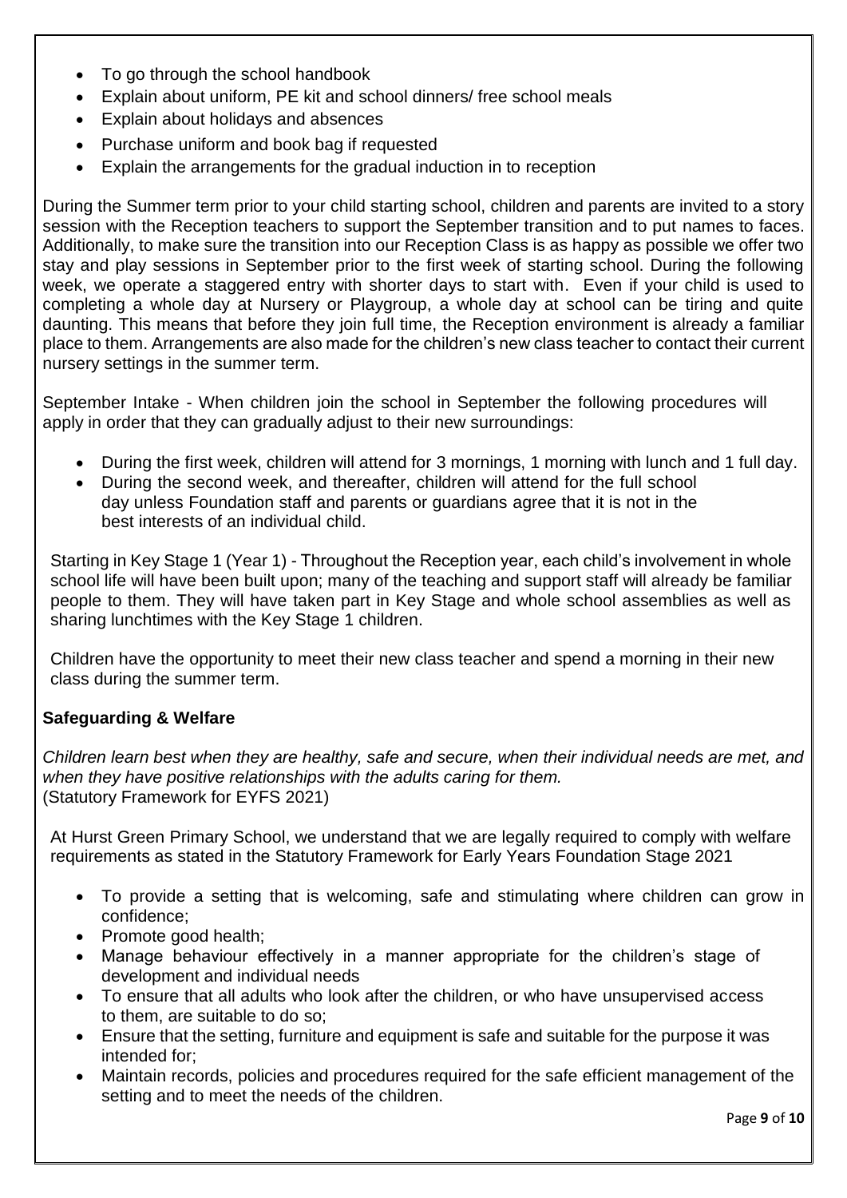- To go through the school handbook
- Explain about uniform, PE kit and school dinners/ free school meals
- Explain about holidays and absences
- Purchase uniform and book bag if requested
- Explain the arrangements for the gradual induction in to reception

During the Summer term prior to your child starting school, children and parents are invited to a story session with the Reception teachers to support the September transition and to put names to faces. Additionally, to make sure the transition into our Reception Class is as happy as possible we offer two stay and play sessions in September prior to the first week of starting school. During the following week, we operate a staggered entry with shorter days to start with. Even if your child is used to completing a whole day at Nursery or Playgroup, a whole day at school can be tiring and quite daunting. This means that before they join full time, the Reception environment is already a familiar place to them. Arrangements are also made for the children's new class teacher to contact their current nursery settings in the summer term.

September Intake - When children join the school in September the following procedures will apply in order that they can gradually adjust to their new surroundings:

- During the first week, children will attend for 3 mornings, 1 morning with lunch and 1 full day.
- During the second week, and thereafter, children will attend for the full school day unless Foundation staff and parents or guardians agree that it is not in the best interests of an individual child.

Starting in Key Stage 1 (Year 1) - Throughout the Reception year, each child's involvement in whole school life will have been built upon; many of the teaching and support staff will already be familiar people to them. They will have taken part in Key Stage and whole school assemblies as well as sharing lunchtimes with the Key Stage 1 children.

Children have the opportunity to meet their new class teacher and spend a morning in their new class during the summer term.

**Safeguarding & Welfare**

*Children learn best when they are healthy, safe and secure, when their individual needs are met, and when they have positive relationships with the adults caring for them.*
(Statutory Framework for EYFS 2021)

At Hurst Green Primary School, we understand that we are legally required to comply with welfare requirements as stated in the Statutory Framework for Early Years Foundation Stage 2021

- To provide a setting that is welcoming, safe and stimulating where children can grow in confidence;
- Promote good health;
- Manage behaviour effectively in a manner appropriate for the children's stage of development and individual needs
- To ensure that all adults who look after the children, or who have unsupervised access to them, are suitable to do so;
- Ensure that the setting, furniture and equipment is safe and suitable for the purpose it was intended for;
- Maintain records, policies and procedures required for the safe efficient management of the setting and to meet the needs of the children.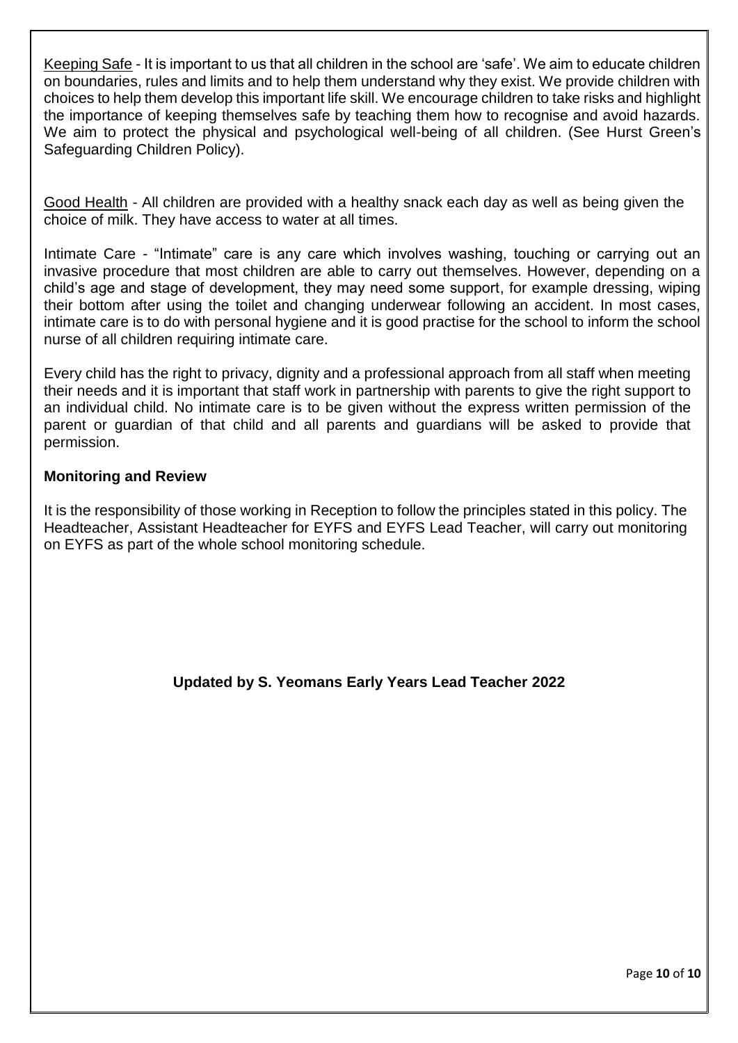Keeping Safe - It is important to us that all children in the school are 'safe'. We aim to educate children on boundaries, rules and limits and to help them understand why they exist. We provide children with choices to help them develop this important life skill. We encourage children to take risks and highlight the importance of keeping themselves safe by teaching them how to recognise and avoid hazards. We aim to protect the physical and psychological well-being of all children. (See Hurst Green's Safeguarding Children Policy).

Good Health - All children are provided with a healthy snack each day as well as being given the choice of milk. They have access to water at all times.

Intimate Care - "Intimate" care is any care which involves washing, touching or carrying out an invasive procedure that most children are able to carry out themselves. However, depending on a child's age and stage of development, they may need some support, for example dressing, wiping their bottom after using the toilet and changing underwear following an accident. In most cases, intimate care is to do with personal hygiene and it is good practise for the school to inform the school nurse of all children requiring intimate care.

Every child has the right to privacy, dignity and a professional approach from all staff when meeting their needs and it is important that staff work in partnership with parents to give the right support to an individual child. No intimate care is to be given without the express written permission of the parent or guardian of that child and all parents and guardians will be asked to provide that permission.

## Monitoring and Review

It is the responsibility of those working in Reception to follow the principles stated in this policy. The Headteacher, Assistant Headteacher for EYFS and EYFS Lead Teacher, will carry out monitoring on EYFS as part of the whole school monitoring schedule.

**Updated by S. Yeomans Early Years Lead Teacher 2022**